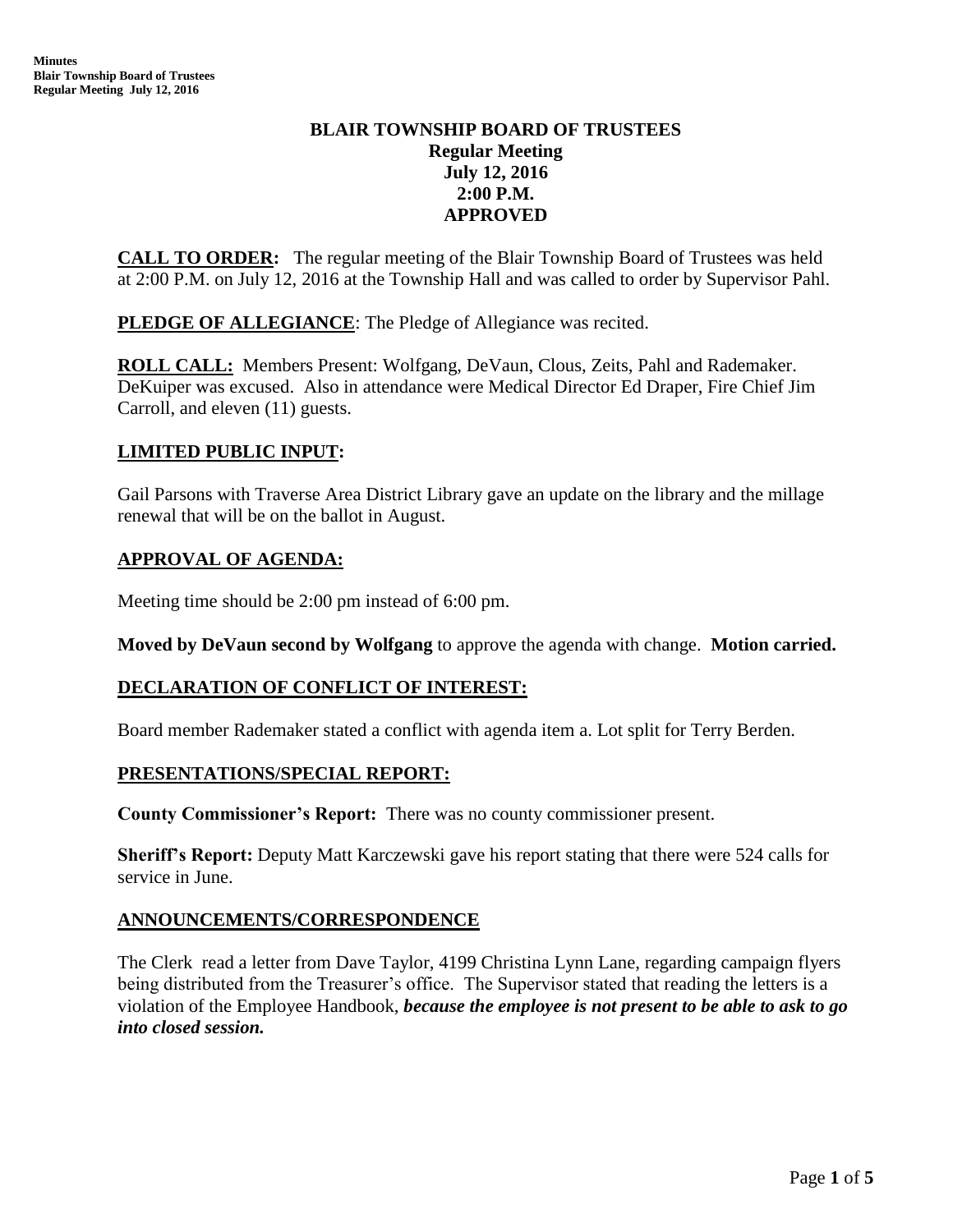# BLAIR TOWNSHIP BOARD OF TRUSTEES
## Regular Meeting
## July 12, 2016
## 2:00 P.M.
## APPROVED

**CALL TO ORDER:** The regular meeting of the Blair Township Board of Trustees was held at 2:00 P.M. on July 12, 2016 at the Township Hall and was called to order by Supervisor Pahl.

**PLEDGE OF ALLEGIANCE**: The Pledge of Allegiance was recited.

**ROLL CALL:** Members Present: Wolfgang, DeVaun, Clous, Zeits, Pahl and Rademaker. DeKuiper was excused. Also in attendance were Medical Director Ed Draper, Fire Chief Jim Carroll, and eleven (11) guests.

## LIMITED PUBLIC INPUT:

Gail Parsons with Traverse Area District Library gave an update on the library and the millage renewal that will be on the ballot in August.

## APPROVAL OF AGENDA:

Meeting time should be 2:00 pm instead of 6:00 pm.

**Moved by DeVaun second by Wolfgang** to approve the agenda with change. **Motion carried.**

## DECLARATION OF CONFLICT OF INTEREST:

Board member Rademaker stated a conflict with agenda item a. Lot split for Terry Berden.

## PRESENTATIONS/SPECIAL REPORT:

**County Commissioner's Report:** There was no county commissioner present.

**Sheriff's Report:** Deputy Matt Karczewski gave his report stating that there were 524 calls for service in June.

## ANNOUNCEMENTS/CORRESPONDENCE

The Clerk read a letter from Dave Taylor, 4199 Christina Lynn Lane, regarding campaign flyers being distributed from the Treasurer's office. The Supervisor stated that reading the letters is a violation of the Employee Handbook, ***because the employee is not present to be able to ask to go into closed session.***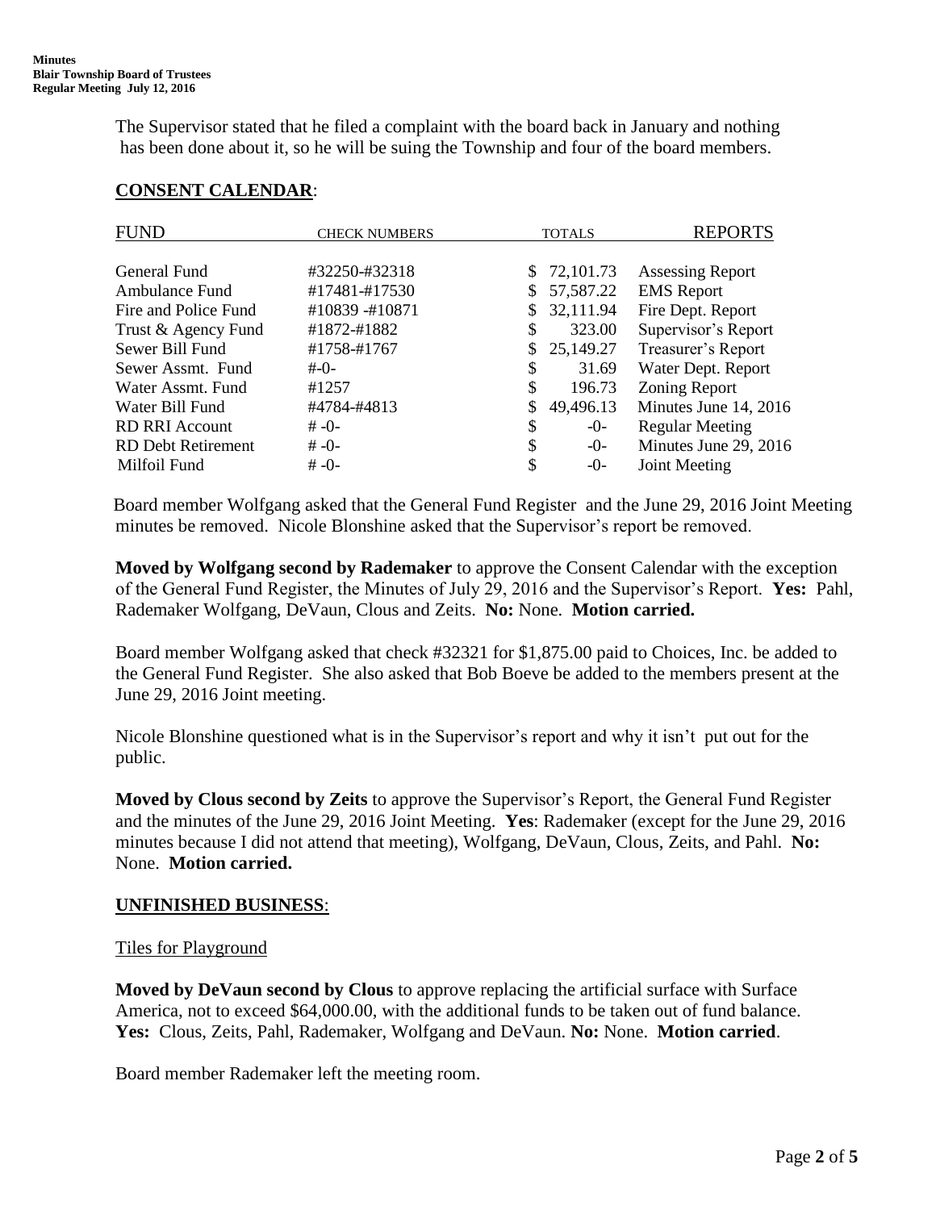The Supervisor stated that he filed a complaint with the board back in January and nothing has been done about it, so he will be suing the Township and four of the board members.

## **CONSENT CALENDAR**:

| FUND | CHECK NUMBERS | TOTALS | REPORTS |
|---|---|---|---|
| General Fund | #32250-#32318 | $ 72,101.73 | Assessing Report |
| Ambulance Fund | #17481-#17530 | $ 57,587.22 | EMS Report |
| Fire and Police Fund | #10839 -#10871 | $ 32,111.94 | Fire Dept. Report |
| Trust & Agency Fund | #1872-#1882 | $ 323.00 | Supervisor's Report |
| Sewer Bill Fund | #1758-#1767 | $ 25,149.27 | Treasurer's Report |
| Sewer Assmt. Fund | #-0- | $ 31.69 | Water Dept. Report |
| Water Assmt. Fund | #1257 | $ 196.73 | Zoning Report |
| Water Bill Fund | #4784-#4813 | $ 49,496.13 | Minutes June 14, 2016 |
| RD RRI Account | # -0- | $ -0- | Regular Meeting |
| RD Debt Retirement | # -0- | $ -0- | Minutes June 29, 2016 |
| Milfoil Fund | # -0- | $ -0- | Joint Meeting |

Board member Wolfgang asked that the General Fund Register and the June 29, 2016 Joint Meeting minutes be removed. Nicole Blonshine asked that the Supervisor's report be removed.

**Moved by Wolfgang second by Rademaker** to approve the Consent Calendar with the exception of the General Fund Register, the Minutes of July 29, 2016 and the Supervisor's Report. **Yes:** Pahl, Rademaker Wolfgang, DeVaun, Clous and Zeits. **No:** None. **Motion carried.**

Board member Wolfgang asked that check #32321 for $1,875.00 paid to Choices, Inc. be added to the General Fund Register. She also asked that Bob Boeve be added to the members present at the June 29, 2016 Joint meeting.

Nicole Blonshine questioned what is in the Supervisor's report and why it isn't put out for the public.

**Moved by Clous second by Zeits** to approve the Supervisor's Report, the General Fund Register and the minutes of the June 29, 2016 Joint Meeting. **Yes**: Rademaker (except for the June 29, 2016 minutes because I did not attend that meeting), Wolfgang, DeVaun, Clous, Zeits, and Pahl. **No:** None. **Motion carried.**

## **UNFINISHED BUSINESS**:

Tiles for Playground

**Moved by DeVaun second by Clous** to approve replacing the artificial surface with Surface America, not to exceed $64,000.00, with the additional funds to be taken out of fund balance. **Yes:** Clous, Zeits, Pahl, Rademaker, Wolfgang and DeVaun. **No:** None. **Motion carried**.

Board member Rademaker left the meeting room.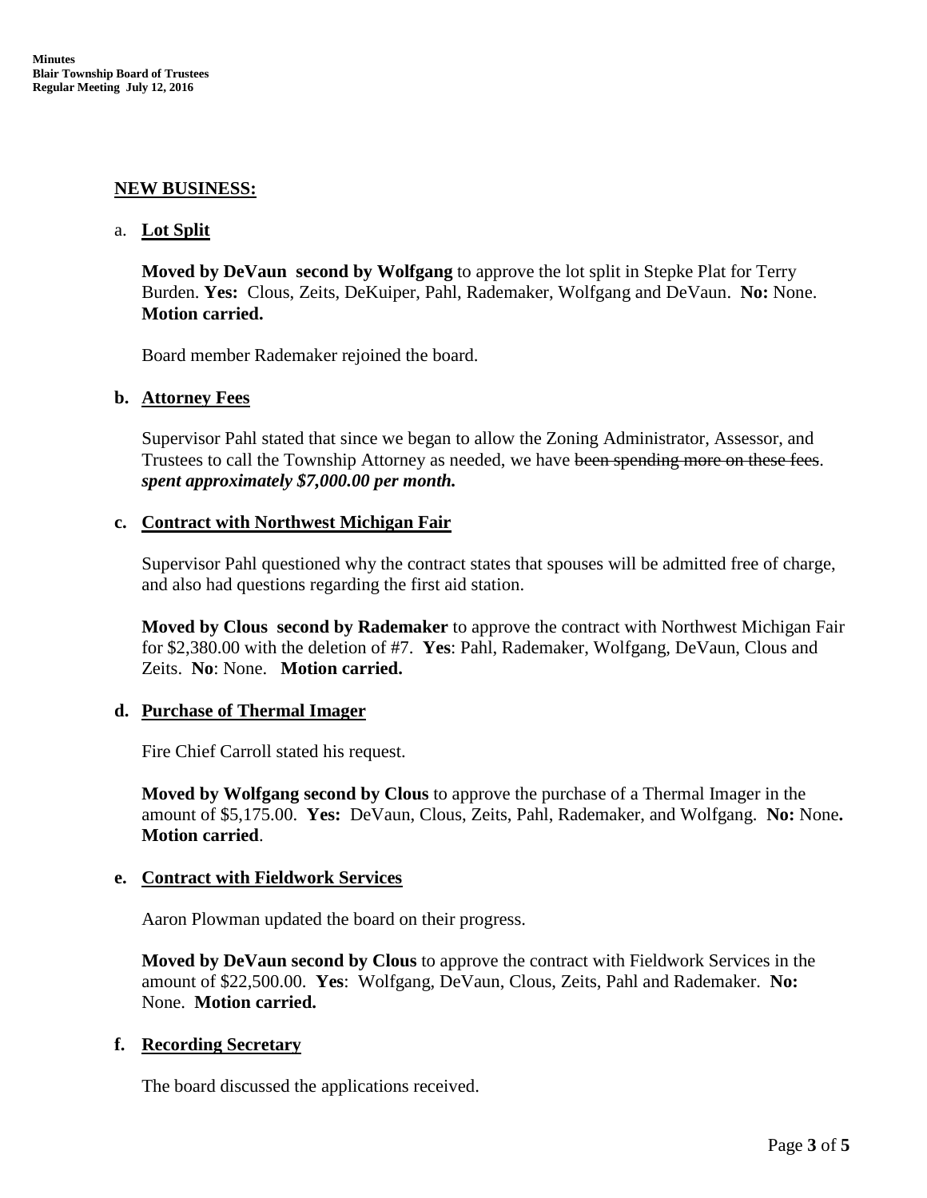## NEW BUSINESS:

a. **Lot Split**

**Moved by DeVaun second by Wolfgang** to approve the lot split in Stepke Plat for Terry Burden. **Yes:** Clous, Zeits, DeKuiper, Pahl, Rademaker, Wolfgang and DeVaun. **No:** None. **Motion carried.**

Board member Rademaker rejoined the board.

**b. Attorney Fees**

Supervisor Pahl stated that since we began to allow the Zoning Administrator, Assessor, and Trustees to call the Township Attorney as needed, we have ~~been spending more on these fees~~. ***spent approximately $7,000.00 per month.***

**c. Contract with Northwest Michigan Fair**

Supervisor Pahl questioned why the contract states that spouses will be admitted free of charge, and also had questions regarding the first aid station.

**Moved by Clous second by Rademaker** to approve the contract with Northwest Michigan Fair for $2,380.00 with the deletion of #7. **Yes**: Pahl, Rademaker, Wolfgang, DeVaun, Clous and Zeits. **No**: None. **Motion carried.**

**d. Purchase of Thermal Imager**

Fire Chief Carroll stated his request.

**Moved by Wolfgang second by Clous** to approve the purchase of a Thermal Imager in the amount of $5,175.00. **Yes:** DeVaun, Clous, Zeits, Pahl, Rademaker, and Wolfgang. **No:** None**. Motion carried**.

**e. Contract with Fieldwork Services**

Aaron Plowman updated the board on their progress.

**Moved by DeVaun second by Clous** to approve the contract with Fieldwork Services in the amount of $22,500.00. **Yes**: Wolfgang, DeVaun, Clous, Zeits, Pahl and Rademaker. **No:** None. **Motion carried.**

**f. Recording Secretary**

The board discussed the applications received.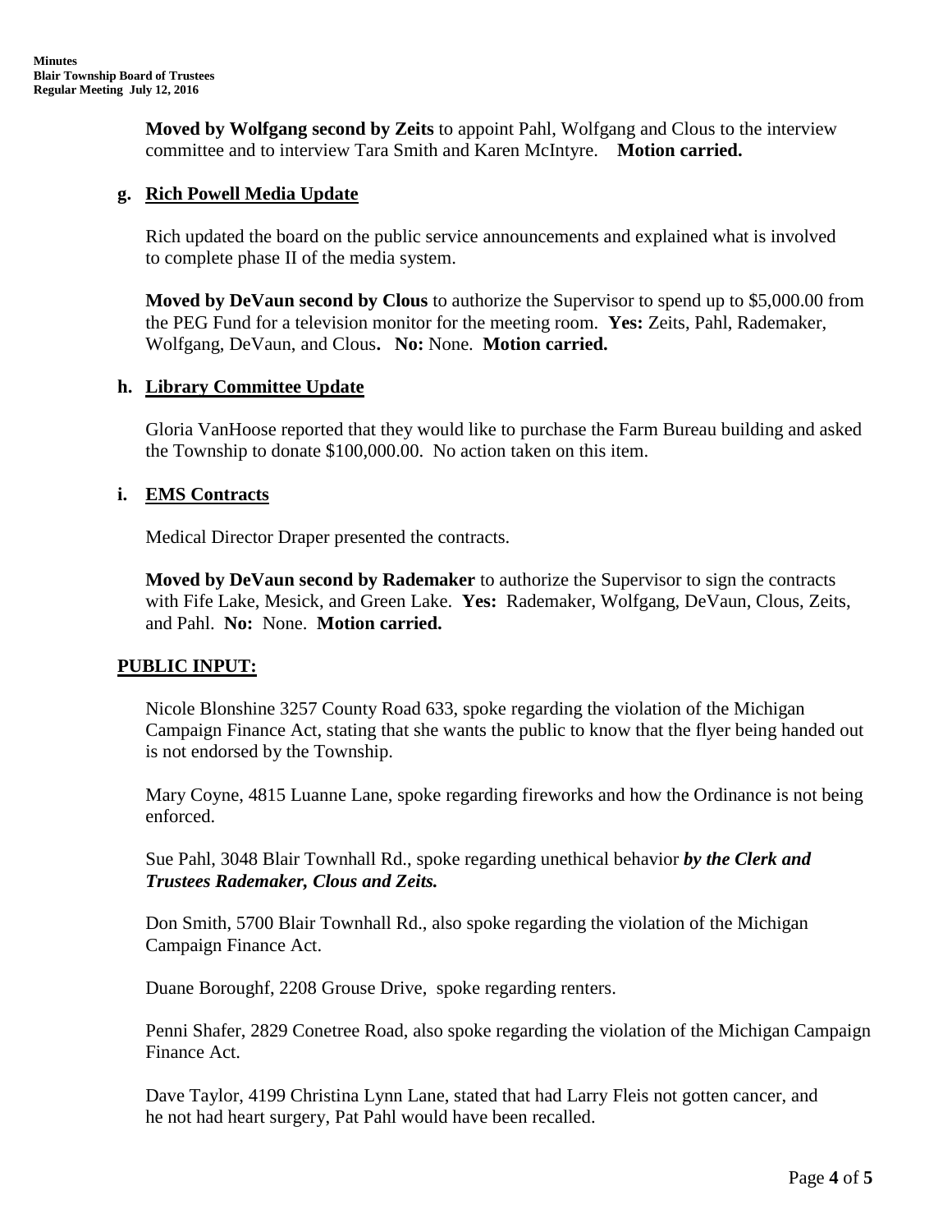**Moved by Wolfgang second by Zeits** to appoint Pahl, Wolfgang and Clous to the interview committee and to interview Tara Smith and Karen McIntyre. **Motion carried.**

### g. Rich Powell Media Update

Rich updated the board on the public service announcements and explained what is involved to complete phase II of the media system.

**Moved by DeVaun second by Clous** to authorize the Supervisor to spend up to $5,000.00 from the PEG Fund for a television monitor for the meeting room. **Yes:** Zeits, Pahl, Rademaker, Wolfgang, DeVaun, and Clous**.** **No:** None. **Motion carried.**

### h. Library Committee Update

Gloria VanHoose reported that they would like to purchase the Farm Bureau building and asked the Township to donate $100,000.00. No action taken on this item.

### i. EMS Contracts

Medical Director Draper presented the contracts.

**Moved by DeVaun second by Rademaker** to authorize the Supervisor to sign the contracts with Fife Lake, Mesick, and Green Lake. **Yes:** Rademaker, Wolfgang, DeVaun, Clous, Zeits, and Pahl. **No:** None. **Motion carried.**

## PUBLIC INPUT:

Nicole Blonshine 3257 County Road 633, spoke regarding the violation of the Michigan Campaign Finance Act, stating that she wants the public to know that the flyer being handed out is not endorsed by the Township.

Mary Coyne, 4815 Luanne Lane, spoke regarding fireworks and how the Ordinance is not being enforced.

Sue Pahl, 3048 Blair Townhall Rd., spoke regarding unethical behavior ***by the Clerk and Trustees Rademaker, Clous and Zeits.***

Don Smith, 5700 Blair Townhall Rd., also spoke regarding the violation of the Michigan Campaign Finance Act.

Duane Boroughf, 2208 Grouse Drive, spoke regarding renters.

Penni Shafer, 2829 Conetree Road, also spoke regarding the violation of the Michigan Campaign Finance Act.

Dave Taylor, 4199 Christina Lynn Lane, stated that had Larry Fleis not gotten cancer, and he not had heart surgery, Pat Pahl would have been recalled.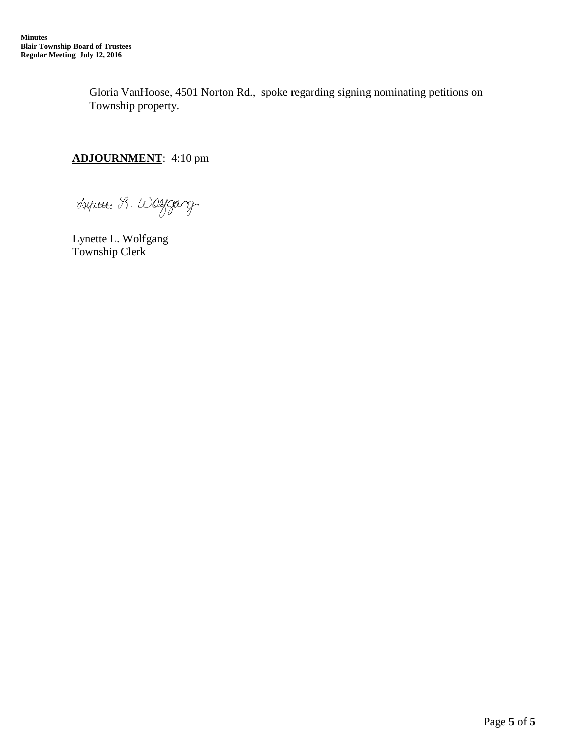Gloria VanHoose, 4501 Norton Rd., spoke regarding signing nominating petitions on Township property.

**ADJOURNMENT**: 4:10 pm

Lynette L. Wolfgang

Lynette L. Wolfgang
Township Clerk